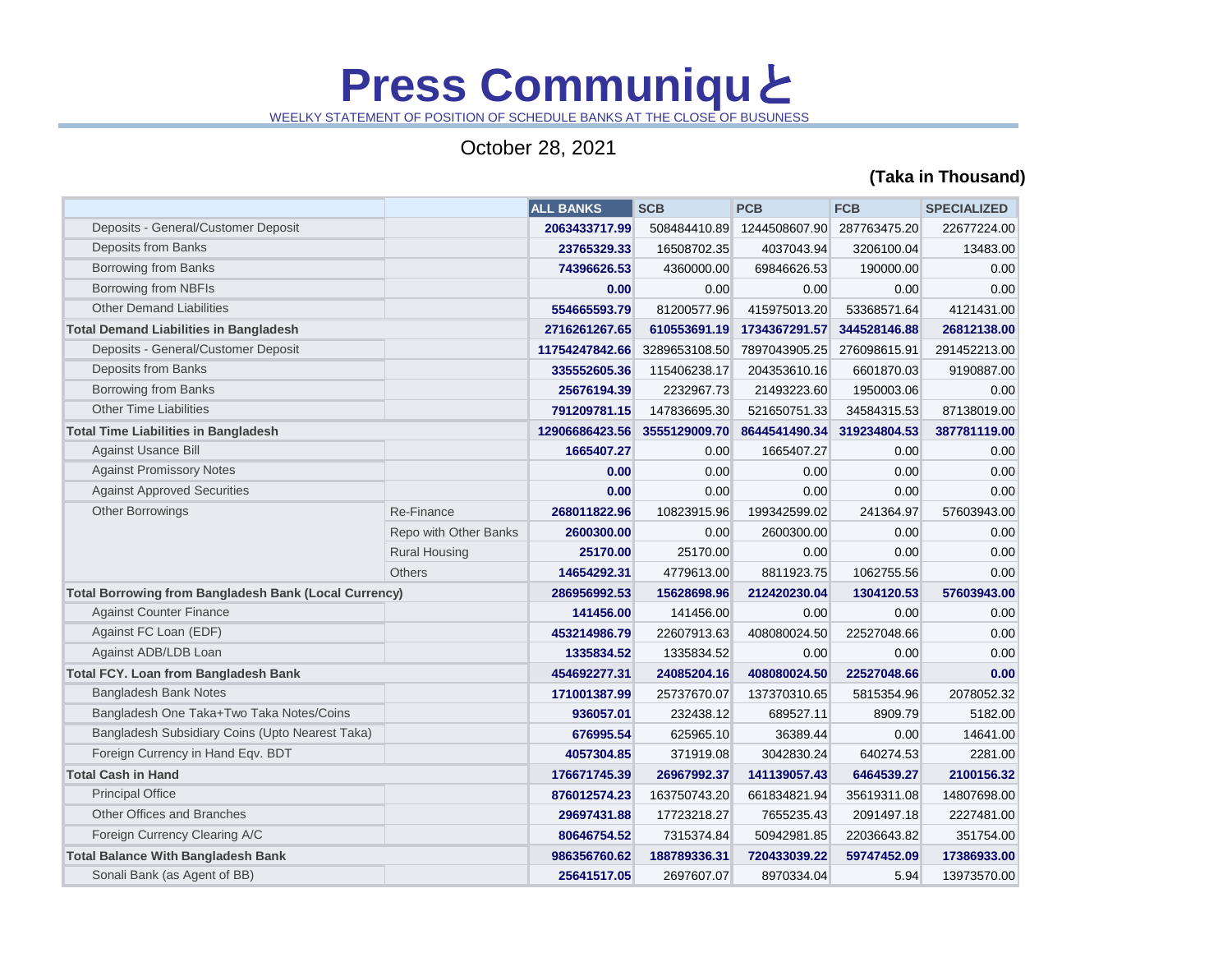# Press Communiquと

WEELKY STATEMENT OF POSITION OF SCHEDULE BANKS AT THE CLOSE OF BUSUNESS

October 28, 2021

**(Taka in Thousand)**

| | | ALL BANKS | SCB | PCB | FCB | SPECIALIZED |
|---|---|---|---|---|---|---|
| Deposits - General/Customer Deposit | | **2063433717.99** | 508484410.89 | 1244508607.90 | 287763475.20 | 22677224.00 |
| Deposits from Banks | | **23765329.33** | 16508702.35 | 4037043.94 | 3206100.04 | 13483.00 |
| Borrowing from Banks | | **74396626.53** | 4360000.00 | 69846626.53 | 190000.00 | 0.00 |
| Borrowing from NBFIs | | **0.00** | 0.00 | 0.00 | 0.00 | 0.00 |
| Other Demand Liabilities | | **554665593.79** | 81200577.96 | 415975013.20 | 53368571.64 | 4121431.00 |
| **Total Demand Liabilities in Bangladesh** | | **2716261267.65** | **610553691.19** | **1734367291.57** | **344528146.88** | **26812138.00** |
| Deposits - General/Customer Deposit | | **11754247842.66** | 3289653108.50 | 7897043905.25 | 276098615.91 | 291452213.00 |
| Deposits from Banks | | **335552605.36** | 115406238.17 | 204353610.16 | 6601870.03 | 9190887.00 |
| Borrowing from Banks | | **25676194.39** | 2232967.73 | 21493223.60 | 1950003.06 | 0.00 |
| Other Time Liabilities | | **791209781.15** | 147836695.30 | 521650751.33 | 34584315.53 | 87138019.00 |
| **Total Time Liabilities in Bangladesh** | | **12906686423.56** | **3555129009.70** | **8644541490.34** | **319234804.53** | **387781119.00** |
| Against Usance Bill | | **1665407.27** | 0.00 | 1665407.27 | 0.00 | 0.00 |
| Against Promissory Notes | | **0.00** | 0.00 | 0.00 | 0.00 | 0.00 |
| Against Approved Securities | | **0.00** | 0.00 | 0.00 | 0.00 | 0.00 |
| Other Borrowings | Re-Finance | **268011822.96** | 10823915.96 | 199342599.02 | 241364.97 | 57603943.00 |
| | Repo with Other Banks | **2600300.00** | 0.00 | 2600300.00 | 0.00 | 0.00 |
| | Rural Housing | **25170.00** | 25170.00 | 0.00 | 0.00 | 0.00 |
| | Others | **14654292.31** | 4779613.00 | 8811923.75 | 1062755.56 | 0.00 |
| **Total Borrowing from Bangladesh Bank (Local Currency)** | | **286956992.53** | **15628698.96** | **212420230.04** | **1304120.53** | **57603943.00** |
| Against Counter Finance | | **141456.00** | 141456.00 | 0.00 | 0.00 | 0.00 |
| Against FC Loan (EDF) | | **453214986.79** | 22607913.63 | 408080024.50 | 22527048.66 | 0.00 |
| Against ADB/LDB Loan | | **1335834.52** | 1335834.52 | 0.00 | 0.00 | 0.00 |
| **Total FCY. Loan from Bangladesh Bank** | | **454692277.31** | **24085204.16** | **408080024.50** | **22527048.66** | **0.00** |
| Bangladesh Bank Notes | | **171001387.99** | 25737670.07 | 137370310.65 | 5815354.96 | 2078052.32 |
| Bangladesh One Taka+Two Taka Notes/Coins | | **936057.01** | 232438.12 | 689527.11 | 8909.79 | 5182.00 |
| Bangladesh Subsidiary Coins (Upto Nearest Taka) | | **676995.54** | 625965.10 | 36389.44 | 0.00 | 14641.00 |
| Foreign Currency in Hand Eqv. BDT | | **4057304.85** | 371919.08 | 3042830.24 | 640274.53 | 2281.00 |
| **Total Cash in Hand** | | **176671745.39** | **26967992.37** | **141139057.43** | **6464539.27** | **2100156.32** |
| Principal Office | | **876012574.23** | 163750743.20 | 661834821.94 | 35619311.08 | 14807698.00 |
| Other Offices and Branches | | **29697431.88** | 17723218.27 | 7655235.43 | 2091497.18 | 2227481.00 |
| Foreign Currency Clearing A/C | | **80646754.52** | 7315374.84 | 50942981.85 | 22036643.82 | 351754.00 |
| **Total Balance With Bangladesh Bank** | | **986356760.62** | **188789336.31** | **720433039.22** | **59747452.09** | **17386933.00** |
| Sonali Bank (as Agent of BB) | | **25641517.05** | 2697607.07 | 8970334.04 | 5.94 | 13973570.00 |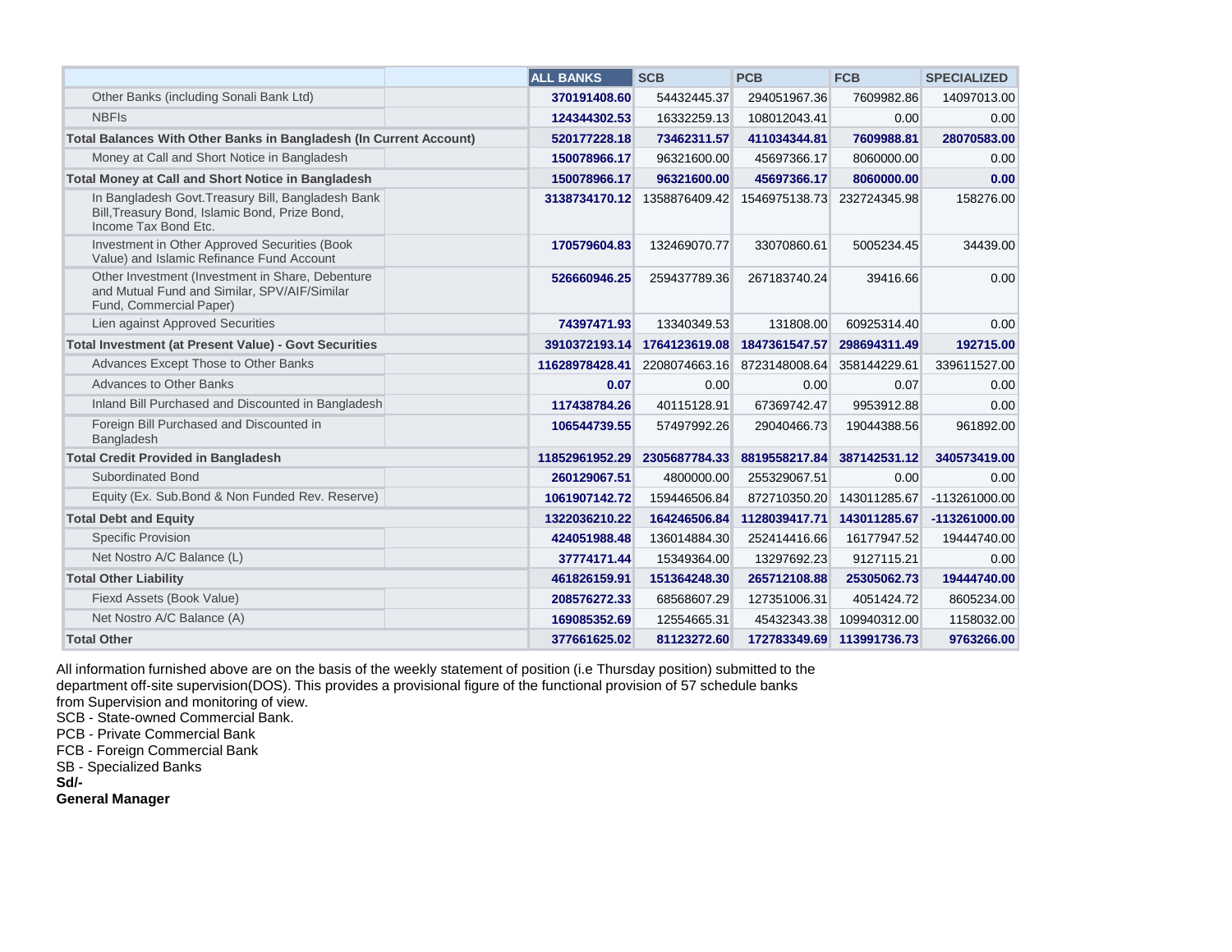| | ALL BANKS | SCB | PCB | FCB | SPECIALIZED |
|---|---|---|---|---|---|
| Other Banks (including Sonali Bank Ltd) | **370191408.60** | 54432445.37 | 294051967.36 | 7609982.86 | 14097013.00 |
| NBFIs | **124344302.53** | 16332259.13 | 108012043.41 | 0.00 | 0.00 |
| **Total Balances With Other Banks in Bangladesh (In Current Account)** | **520177228.18** | **73462311.57** | **411034344.81** | **7609988.81** | **28070583.00** |
| Money at Call and Short Notice in Bangladesh | **150078966.17** | 96321600.00 | 45697366.17 | 8060000.00 | 0.00 |
| **Total Money at Call and Short Notice in Bangladesh** | **150078966.17** | **96321600.00** | **45697366.17** | **8060000.00** | **0.00** |
| In Bangladesh Govt.Treasury Bill, Bangladesh Bank Bill,Treasury Bond, Islamic Bond, Prize Bond, Income Tax Bond Etc. | **3138734170.12** | 1358876409.42 | 1546975138.73 | 232724345.98 | 158276.00 |
| Investment in Other Approved Securities (Book Value) and Islamic Refinance Fund Account | **170579604.83** | 132469070.77 | 33070860.61 | 5005234.45 | 34439.00 |
| Other Investment (Investment in Share, Debenture and Mutual Fund and Similar, SPV/AIF/Similar Fund, Commercial Paper) | **526660946.25** | 259437789.36 | 267183740.24 | 39416.66 | 0.00 |
| Lien against Approved Securities | **74397471.93** | 13340349.53 | 131808.00 | 60925314.40 | 0.00 |
| **Total Investment (at Present Value) - Govt Securities** | **3910372193.14** | **1764123619.08** | **1847361547.57** | **298694311.49** | **192715.00** |
| Advances Except Those to Other Banks | **11628978428.41** | 2208074663.16 | 8723148008.64 | 358144229.61 | 339611527.00 |
| Advances to Other Banks | **0.07** | 0.00 | 0.00 | 0.07 | 0.00 |
| Inland Bill Purchased and Discounted in Bangladesh | **117438784.26** | 40115128.91 | 67369742.47 | 9953912.88 | 0.00 |
| Foreign Bill Purchased and Discounted in Bangladesh | **106544739.55** | 57497992.26 | 29040466.73 | 19044388.56 | 961892.00 |
| **Total Credit Provided in Bangladesh** | **11852961952.29** | **2305687784.33** | **8819558217.84** | **387142531.12** | **340573419.00** |
| Subordinated Bond | **260129067.51** | 4800000.00 | 255329067.51 | 0.00 | 0.00 |
| Equity (Ex. Sub.Bond & Non Funded Rev. Reserve) | **1061907142.72** | 159446506.84 | 872710350.20 | 143011285.67 | -113261000.00 |
| **Total Debt and Equity** | **1322036210.22** | **164246506.84** | **1128039417.71** | **143011285.67** | **-113261000.00** |
| Specific Provision | **424051988.48** | 136014884.30 | 252414416.66 | 16177947.52 | 19444740.00 |
| Net Nostro A/C Balance (L) | **37774171.44** | 15349364.00 | 13297692.23 | 9127115.21 | 0.00 |
| **Total Other Liability** | **461826159.91** | **151364248.30** | **265712108.88** | **25305062.73** | **19444740.00** |
| Fiexd Assets (Book Value) | **208576272.33** | 68568607.29 | 127351006.31 | 4051424.72 | 8605234.00 |
| Net Nostro A/C Balance (A) | **169085352.69** | 12554665.31 | 45432343.38 | 109940312.00 | 1158032.00 |
| **Total Other** | **377661625.02** | **81123272.60** | **172783349.69** | **113991736.73** | **9763266.00** |

All information furnished above are on the basis of the weekly statement of position (i.e Thursday position) submitted to the department off-site supervision(DOS). This provides a provisional figure of the functional provision of 57 schedule banks from Supervision and monitoring of view.

SCB - State-owned Commercial Bank.

PCB - Private Commercial Bank

FCB - Foreign Commercial Bank

SB - Specialized Banks

**Sd/-**

**General Manager**